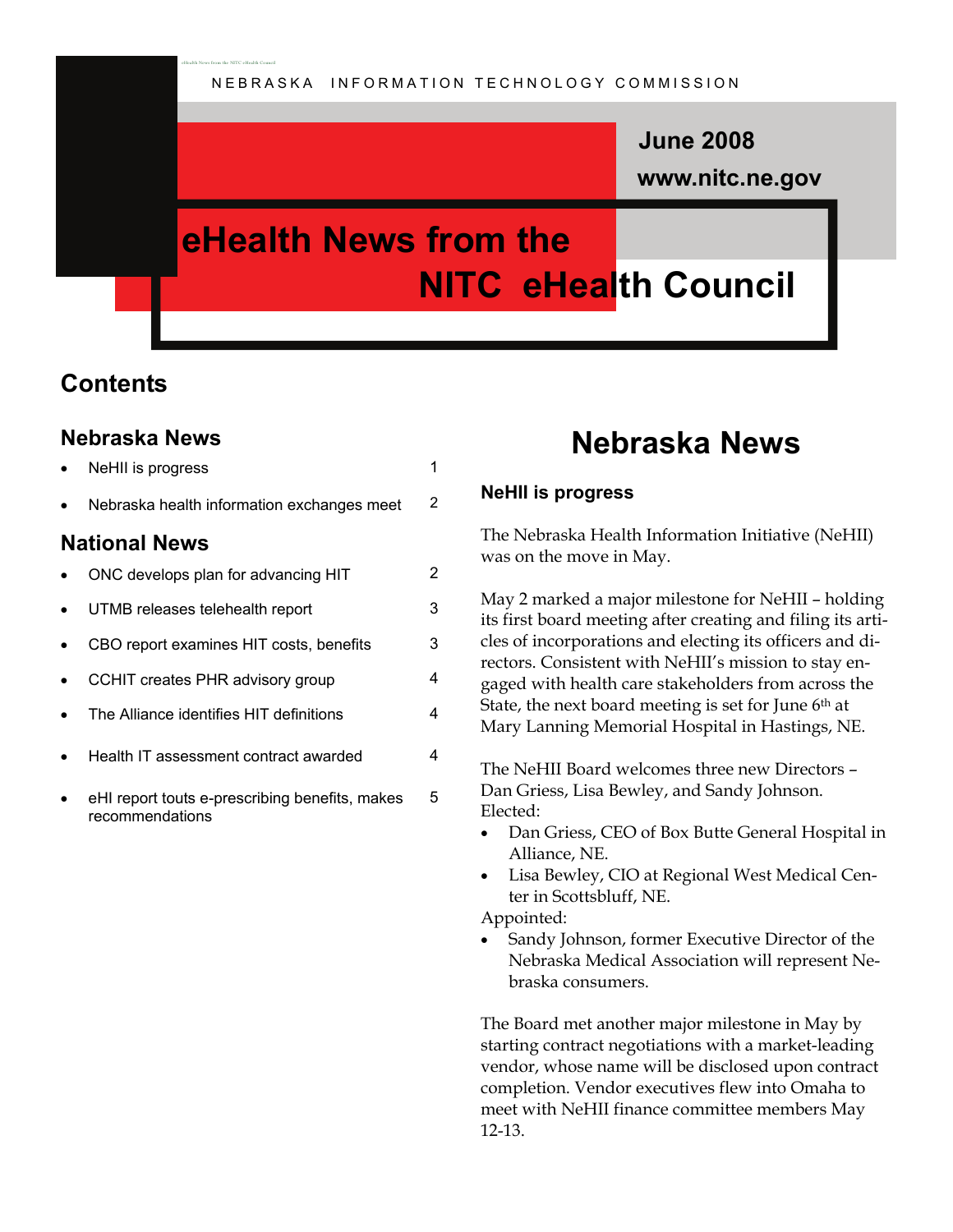NEBRASKA INFORMATION TECHNOLOGY COMMISSION

June 2008

www.nitc.ne.gov

# eHealth News from the NITC eHealth Council

## Contents

### Nebraska News

| | |
|---|---|
| • NeHII is progress | 1 |
| • Nebraska health information exchanges meet | 2 |

### National News

| | |
|---|---|
| • ONC develops plan for advancing HIT | 2 |
| • UTMB releases telehealth report | 3 |
| • CBO report examines HIT costs, benefits | 3 |
| • CCHIT creates PHR advisory group | 4 |
| • The Alliance identifies HIT definitions | 4 |
| • Health IT assessment contract awarded | 4 |
| • eHI report touts e-prescribing benefits, makes recommendations | 5 |

# Nebraska News

### NeHII is progress

The Nebraska Health Information Initiative (NeHII) was on the move in May.

May 2 marked a major milestone for NeHII – holding its first board meeting after creating and filing its articles of incorporations and electing its officers and directors. Consistent with NeHII's mission to stay engaged with health care stakeholders from across the State, the next board meeting is set for June 6th at Mary Lanning Memorial Hospital in Hastings, NE.

The NeHII Board welcomes three new Directors – Dan Griess, Lisa Bewley, and Sandy Johnson.

Elected:

- Dan Griess, CEO of Box Butte General Hospital in Alliance, NE.
- Lisa Bewley, CIO at Regional West Medical Center in Scottsbluff, NE.

Appointed:

- Sandy Johnson, former Executive Director of the Nebraska Medical Association will represent Nebraska consumers.

The Board met another major milestone in May by starting contract negotiations with a market-leading vendor, whose name will be disclosed upon contract completion. Vendor executives flew into Omaha to meet with NeHII finance committee members May 12-13.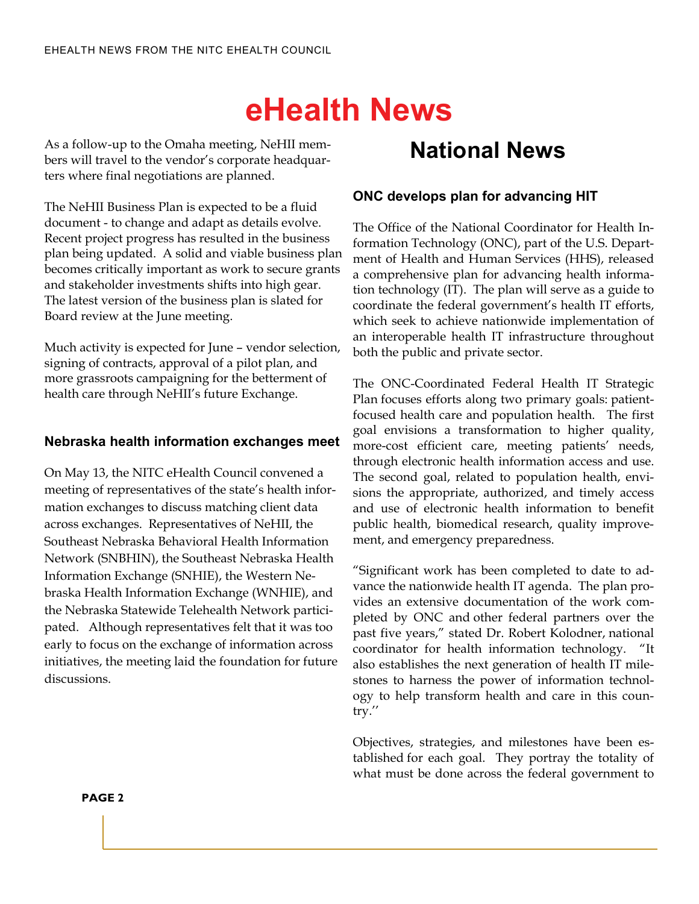# eHealth News

As a follow-up to the Omaha meeting, NeHII members will travel to the vendor's corporate headquarters where final negotiations are planned.

The NeHII Business Plan is expected to be a fluid document - to change and adapt as details evolve. Recent project progress has resulted in the business plan being updated. A solid and viable business plan becomes critically important as work to secure grants and stakeholder investments shifts into high gear. The latest version of the business plan is slated for Board review at the June meeting.

Much activity is expected for June – vendor selection, signing of contracts, approval of a pilot plan, and more grassroots campaigning for the betterment of health care through NeHII's future Exchange.

### Nebraska health information exchanges meet

On May 13, the NITC eHealth Council convened a meeting of representatives of the state's health information exchanges to discuss matching client data across exchanges. Representatives of NeHII, the Southeast Nebraska Behavioral Health Information Network (SNBHIN), the Southeast Nebraska Health Information Exchange (SNHIE), the Western Nebraska Health Information Exchange (WNHIE), and the Nebraska Statewide Telehealth Network participated. Although representatives felt that it was too early to focus on the exchange of information across initiatives, the meeting laid the foundation for future discussions.

## National News

### ONC develops plan for advancing HIT

The Office of the National Coordinator for Health Information Technology (ONC), part of the U.S. Department of Health and Human Services (HHS), released a comprehensive plan for advancing health information technology (IT). The plan will serve as a guide to coordinate the federal government's health IT efforts, which seek to achieve nationwide implementation of an interoperable health IT infrastructure throughout both the public and private sector.

The ONC-Coordinated Federal Health IT Strategic Plan focuses efforts along two primary goals: patient-focused health care and population health. The first goal envisions a transformation to higher quality, more-cost efficient care, meeting patients' needs, through electronic health information access and use. The second goal, related to population health, envisions the appropriate, authorized, and timely access and use of electronic health information to benefit public health, biomedical research, quality improvement, and emergency preparedness.

"Significant work has been completed to date to advance the nationwide health IT agenda. The plan provides an extensive documentation of the work completed by ONC and other federal partners over the past five years," stated Dr. Robert Kolodner, national coordinator for health information technology. "It also establishes the next generation of health IT milestones to harness the power of information technology to help transform health and care in this country."

Objectives, strategies, and milestones have been established for each goal. They portray the totality of what must be done across the federal government to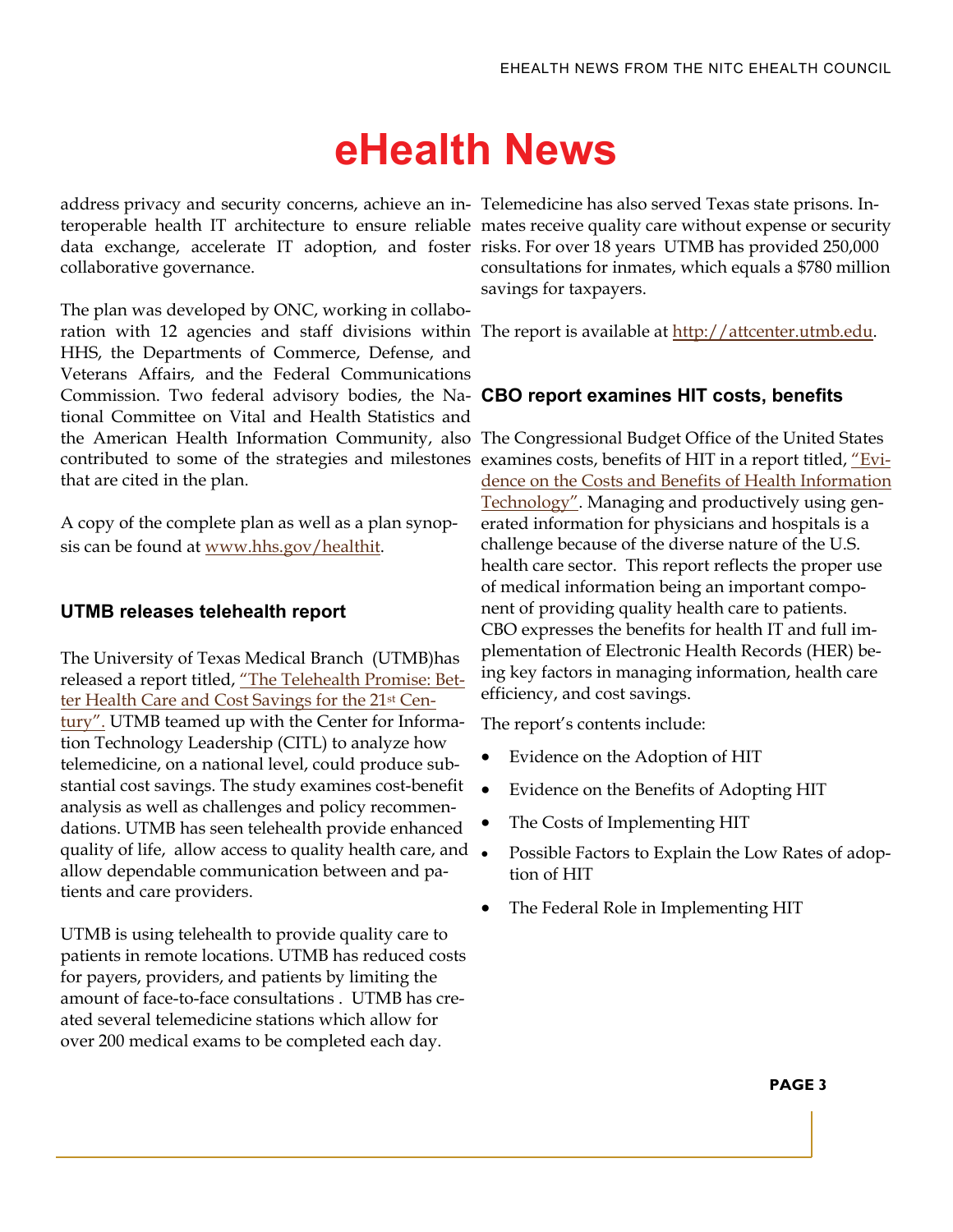# eHealth News

address privacy and security concerns, achieve an interoperable health IT architecture to ensure reliable data exchange, accelerate IT adoption, and foster collaborative governance.

The plan was developed by ONC, working in collaboration with 12 agencies and staff divisions within HHS, the Departments of Commerce, Defense, and Veterans Affairs, and the Federal Communications Commission. Two federal advisory bodies, the National Committee on Vital and Health Statistics and the American Health Information Community, also contributed to some of the strategies and milestones that are cited in the plan.

A copy of the complete plan as well as a plan synopsis can be found at www.hhs.gov/healthit.

### UTMB releases telehealth report

The University of Texas Medical Branch (UTMB)has released a report titled, "The Telehealth Promise: Better Health Care and Cost Savings for the 21st Century". UTMB teamed up with the Center for Information Technology Leadership (CITL) to analyze how telemedicine, on a national level, could produce substantial cost savings. The study examines cost-benefit analysis as well as challenges and policy recommendations. UTMB has seen telehealth provide enhanced quality of life, allow access to quality health care, and allow dependable communication between and patients and care providers.

UTMB is using telehealth to provide quality care to patients in remote locations. UTMB has reduced costs for payers, providers, and patients by limiting the amount of face-to-face consultations . UTMB has created several telemedicine stations which allow for over 200 medical exams to be completed each day.

Telemedicine has also served Texas state prisons. Inmates receive quality care without expense or security risks. For over 18 years UTMB has provided 250,000 consultations for inmates, which equals a $780 million savings for taxpayers.

The report is available at http://attcenter.utmb.edu.

### CBO report examines HIT costs, benefits

The Congressional Budget Office of the United States examines costs, benefits of HIT in a report titled, "Evidence on the Costs and Benefits of Health Information Technology". Managing and productively using generated information for physicians and hospitals is a challenge because of the diverse nature of the U.S. health care sector. This report reflects the proper use of medical information being an important component of providing quality health care to patients. CBO expresses the benefits for health IT and full implementation of Electronic Health Records (HER) being key factors in managing information, health care efficiency, and cost savings.

The report's contents include:

- Evidence on the Adoption of HIT
- Evidence on the Benefits of Adopting HIT
- The Costs of Implementing HIT
- Possible Factors to Explain the Low Rates of adoption of HIT
- The Federal Role in Implementing HIT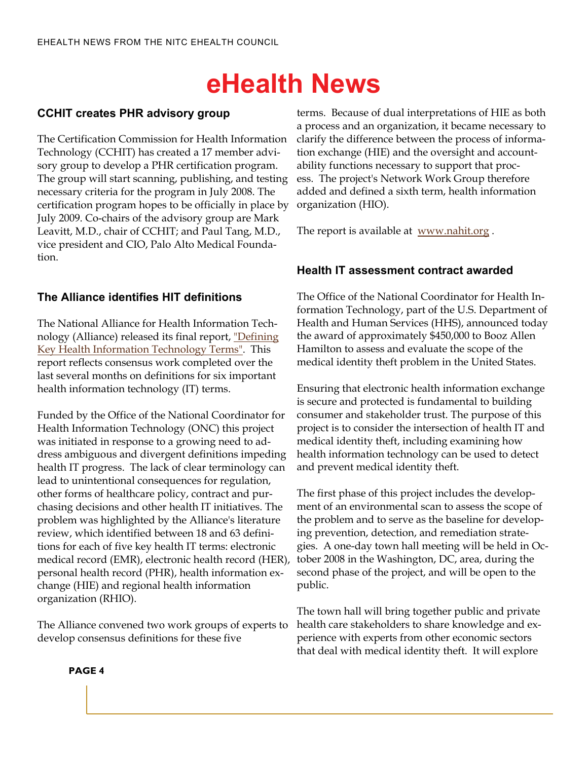# eHealth News

## CCHIT creates PHR advisory group

The Certification Commission for Health Information Technology (CCHIT) has created a 17 member advisory group to develop a PHR certification program. The group will start scanning, publishing, and testing necessary criteria for the program in July 2008. The certification program hopes to be officially in place by July 2009. Co-chairs of the advisory group are Mark Leavitt, M.D., chair of CCHIT; and Paul Tang, M.D., vice president and CIO, Palo Alto Medical Foundation.

## The Alliance identifies HIT definitions

The National Alliance for Health Information Technology (Alliance) released its final report, "Defining Key Health Information Technology Terms". This report reflects consensus work completed over the last several months on definitions for six important health information technology (IT) terms.

Funded by the Office of the National Coordinator for Health Information Technology (ONC) this project was initiated in response to a growing need to address ambiguous and divergent definitions impeding health IT progress. The lack of clear terminology can lead to unintentional consequences for regulation, other forms of healthcare policy, contract and purchasing decisions and other health IT initiatives. The problem was highlighted by the Alliance's literature review, which identified between 18 and 63 definitions for each of five key health IT terms: electronic medical record (EMR), electronic health record (HER), personal health record (PHR), health information exchange (HIE) and regional health information organization (RHIO).

The Alliance convened two work groups of experts to develop consensus definitions for these five terms. Because of dual interpretations of HIE as both a process and an organization, it became necessary to clarify the difference between the process of information exchange (HIE) and the oversight and accountability functions necessary to support that process. The project's Network Work Group therefore added and defined a sixth term, health information organization (HIO).

The report is available at www.nahit.org .

## Health IT assessment contract awarded

The Office of the National Coordinator for Health Information Technology, part of the U.S. Department of Health and Human Services (HHS), announced today the award of approximately $450,000 to Booz Allen Hamilton to assess and evaluate the scope of the medical identity theft problem in the United States.

Ensuring that electronic health information exchange is secure and protected is fundamental to building consumer and stakeholder trust. The purpose of this project is to consider the intersection of health IT and medical identity theft, including examining how health information technology can be used to detect and prevent medical identity theft.

The first phase of this project includes the development of an environmental scan to assess the scope of the problem and to serve as the baseline for developing prevention, detection, and remediation strategies. A one-day town hall meeting will be held in October 2008 in the Washington, DC, area, during the second phase of the project, and will be open to the public.

The town hall will bring together public and private health care stakeholders to share knowledge and experience with experts from other economic sectors that deal with medical identity theft. It will explore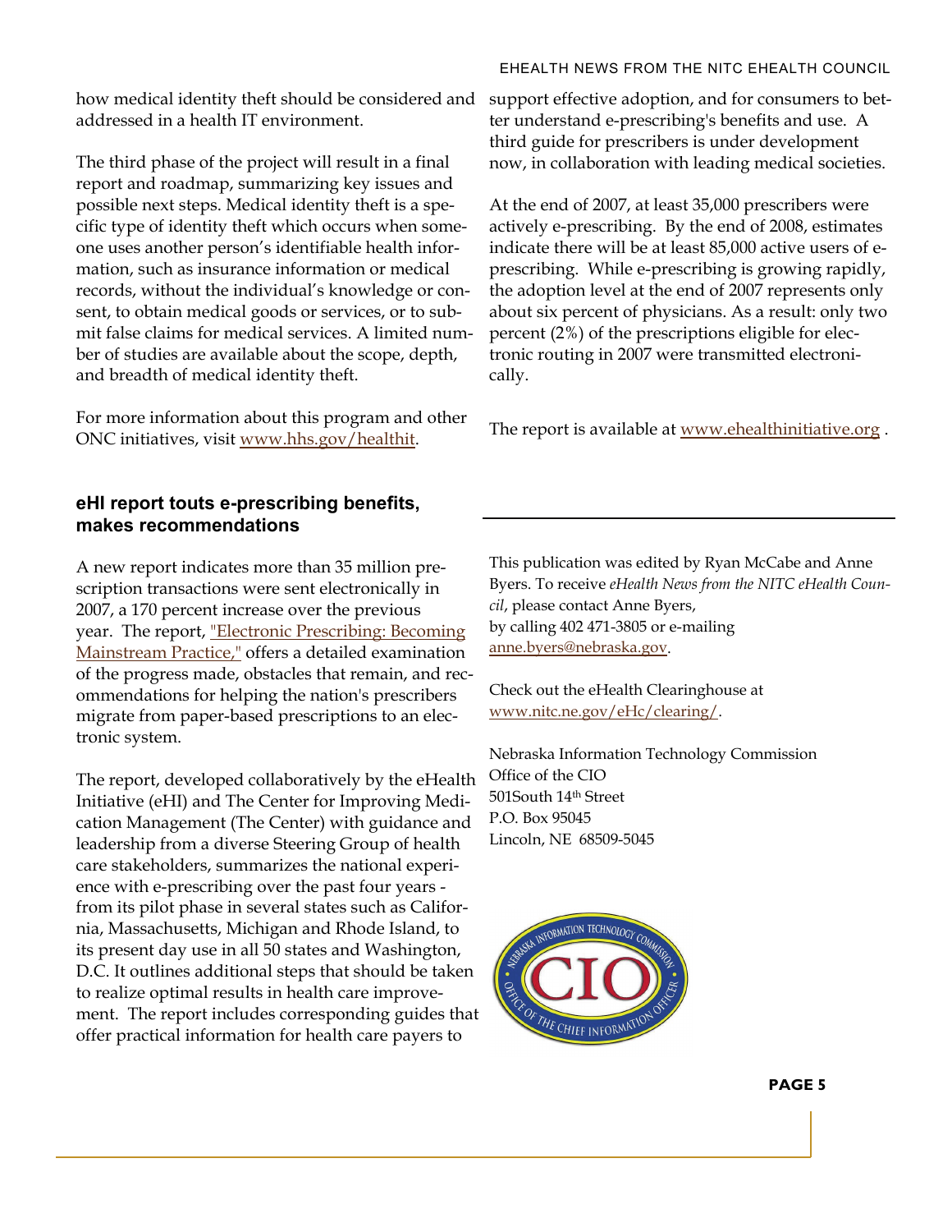how medical identity theft should be considered and addressed in a health IT environment.

The third phase of the project will result in a final report and roadmap, summarizing key issues and possible next steps. Medical identity theft is a specific type of identity theft which occurs when someone uses another person's identifiable health information, such as insurance information or medical records, without the individual's knowledge or consent, to obtain medical goods or services, or to submit false claims for medical services. A limited number of studies are available about the scope, depth, and breadth of medical identity theft.

For more information about this program and other ONC initiatives, visit www.hhs.gov/healthit.

### eHI report touts e-prescribing benefits, makes recommendations

A new report indicates more than 35 million prescription transactions were sent electronically in 2007, a 170 percent increase over the previous year. The report, "Electronic Prescribing: Becoming Mainstream Practice," offers a detailed examination of the progress made, obstacles that remain, and recommendations for helping the nation's prescribers migrate from paper-based prescriptions to an electronic system.

The report, developed collaboratively by the eHealth Initiative (eHI) and The Center for Improving Medication Management (The Center) with guidance and leadership from a diverse Steering Group of health care stakeholders, summarizes the national experience with e-prescribing over the past four years - from its pilot phase in several states such as California, Massachusetts, Michigan and Rhode Island, to its present day use in all 50 states and Washington, D.C. It outlines additional steps that should be taken to realize optimal results in health care improvement. The report includes corresponding guides that offer practical information for health care payers to support effective adoption, and for consumers to better understand e-prescribing's benefits and use. A third guide for prescribers is under development now, in collaboration with leading medical societies.

At the end of 2007, at least 35,000 prescribers were actively e-prescribing. By the end of 2008, estimates indicate there will be at least 85,000 active users of e-prescribing. While e-prescribing is growing rapidly, the adoption level at the end of 2007 represents only about six percent of physicians. As a result: only two percent (2%) of the prescriptions eligible for electronic routing in 2007 were transmitted electronically.

The report is available at www.ehealthinitiative.org .

---

This publication was edited by Ryan McCabe and Anne Byers. To receive *eHealth News from the NITC eHealth Council*, please contact Anne Byers, by calling 402 471-3805 or e-mailing anne.byers@nebraska.gov.

Check out the eHealth Clearinghouse at www.nitc.ne.gov/eHc/clearing/.

Nebraska Information Technology Commission
Office of the CIO
501South 14th Street
P.O. Box 95045
Lincoln, NE 68509-5045